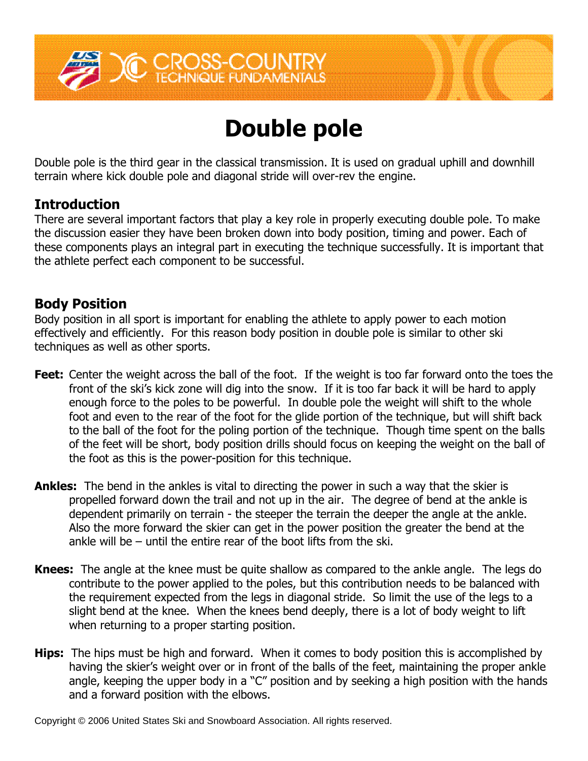# Double pole

Double pole is the third gear in the classical transmission. It is used on gradual uphill and downhill terrain where kick double pole and diagonal stride will over-rev the engine.

## Introduction

There are several important factors that play a key role in properly executing double pole. To make the discussion easier they have been broken down into body position, timing and power. Each of these components plays an integral part in executing the technique successfully. It is important that the athlete perfect each component to be successful.

## Body Position

Body position in all sport is important for enabling the athlete to apply power to each motion effectively and efficiently. For this reason body position in double pole is similar to other ski techniques as well as other sports.

**Feet:** Center the weight across the ball of the foot. If the weight is too far forward onto the toes the front of the ski's kick zone will dig into the snow. If it is too far back it will be hard to apply enough force to the poles to be powerful. In double pole the weight will shift to the whole foot and even to the rear of the foot for the glide portion of the technique, but will shift back to the ball of the foot for the poling portion of the technique. Though time spent on the balls of the feet will be short, body position drills should focus on keeping the weight on the ball of the foot as this is the power-position for this technique.

**Ankles:** The bend in the ankles is vital to directing the power in such a way that the skier is propelled forward down the trail and not up in the air. The degree of bend at the ankle is dependent primarily on terrain - the steeper the terrain the deeper the angle at the ankle. Also the more forward the skier can get in the power position the greater the bend at the ankle will be – until the entire rear of the boot lifts from the ski.

**Knees:** The angle at the knee must be quite shallow as compared to the ankle angle. The legs do contribute to the power applied to the poles, but this contribution needs to be balanced with the requirement expected from the legs in diagonal stride. So limit the use of the legs to a slight bend at the knee. When the knees bend deeply, there is a lot of body weight to lift when returning to a proper starting position.

**Hips:** The hips must be high and forward. When it comes to body position this is accomplished by having the skier's weight over or in front of the balls of the feet, maintaining the proper ankle angle, keeping the upper body in a "C" position and by seeking a high position with the hands and a forward position with the elbows.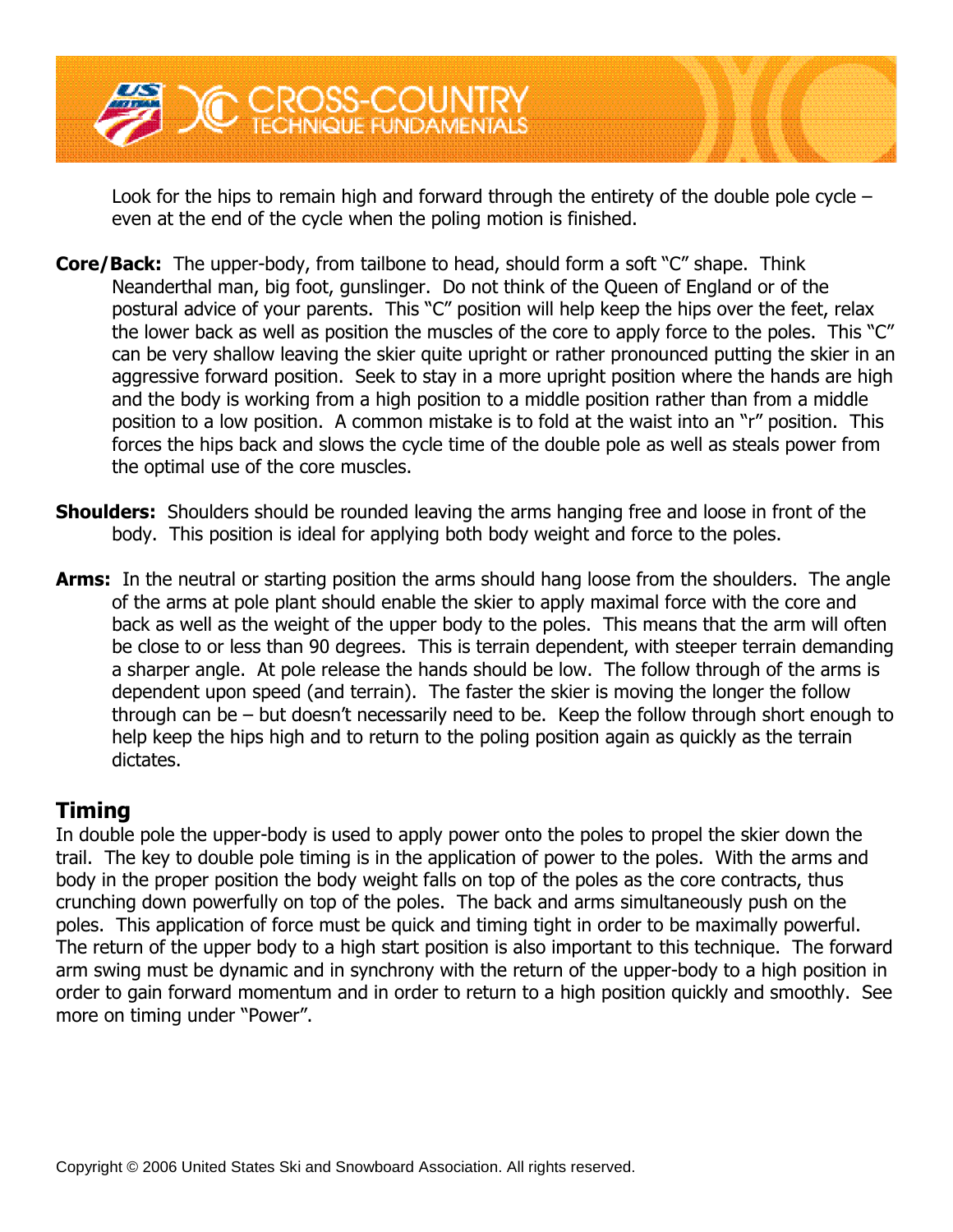Look for the hips to remain high and forward through the entirety of the double pole cycle – even at the end of the cycle when the poling motion is finished.

**Core/Back:** The upper-body, from tailbone to head, should form a soft "C" shape. Think Neanderthal man, big foot, gunslinger. Do not think of the Queen of England or of the postural advice of your parents. This "C" position will help keep the hips over the feet, relax the lower back as well as position the muscles of the core to apply force to the poles. This "C" can be very shallow leaving the skier quite upright or rather pronounced putting the skier in an aggressive forward position. Seek to stay in a more upright position where the hands are high and the body is working from a high position to a middle position rather than from a middle position to a low position. A common mistake is to fold at the waist into an "r" position. This forces the hips back and slows the cycle time of the double pole as well as steals power from the optimal use of the core muscles.

**Shoulders:** Shoulders should be rounded leaving the arms hanging free and loose in front of the body. This position is ideal for applying both body weight and force to the poles.

**Arms:** In the neutral or starting position the arms should hang loose from the shoulders. The angle of the arms at pole plant should enable the skier to apply maximal force with the core and back as well as the weight of the upper body to the poles. This means that the arm will often be close to or less than 90 degrees. This is terrain dependent, with steeper terrain demanding a sharper angle. At pole release the hands should be low. The follow through of the arms is dependent upon speed (and terrain). The faster the skier is moving the longer the follow through can be – but doesn't necessarily need to be. Keep the follow through short enough to help keep the hips high and to return to the poling position again as quickly as the terrain dictates.

## Timing

In double pole the upper-body is used to apply power onto the poles to propel the skier down the trail. The key to double pole timing is in the application of power to the poles. With the arms and body in the proper position the body weight falls on top of the poles as the core contracts, thus crunching down powerfully on top of the poles. The back and arms simultaneously push on the poles. This application of force must be quick and timing tight in order to be maximally powerful. The return of the upper body to a high start position is also important to this technique. The forward arm swing must be dynamic and in synchrony with the return of the upper-body to a high position in order to gain forward momentum and in order to return to a high position quickly and smoothly. See more on timing under "Power".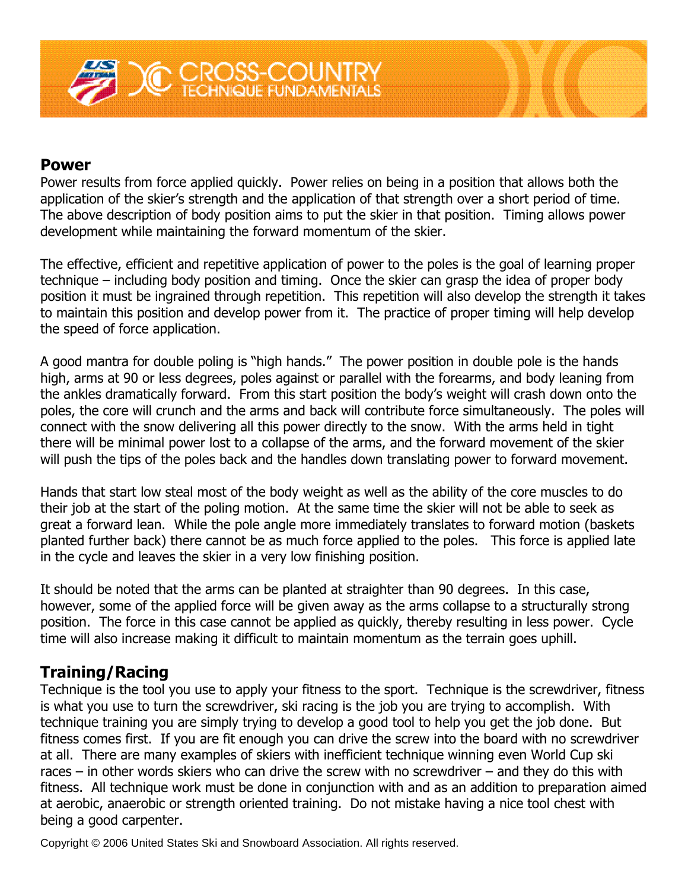## Power

Power results from force applied quickly. Power relies on being in a position that allows both the application of the skier's strength and the application of that strength over a short period of time. The above description of body position aims to put the skier in that position. Timing allows power development while maintaining the forward momentum of the skier.

The effective, efficient and repetitive application of power to the poles is the goal of learning proper technique – including body position and timing. Once the skier can grasp the idea of proper body position it must be ingrained through repetition. This repetition will also develop the strength it takes to maintain this position and develop power from it. The practice of proper timing will help develop the speed of force application.

A good mantra for double poling is "high hands." The power position in double pole is the hands high, arms at 90 or less degrees, poles against or parallel with the forearms, and body leaning from the ankles dramatically forward. From this start position the body's weight will crash down onto the poles, the core will crunch and the arms and back will contribute force simultaneously. The poles will connect with the snow delivering all this power directly to the snow. With the arms held in tight there will be minimal power lost to a collapse of the arms, and the forward movement of the skier will push the tips of the poles back and the handles down translating power to forward movement.

Hands that start low steal most of the body weight as well as the ability of the core muscles to do their job at the start of the poling motion. At the same time the skier will not be able to seek as great a forward lean. While the pole angle more immediately translates to forward motion (baskets planted further back) there cannot be as much force applied to the poles. This force is applied late in the cycle and leaves the skier in a very low finishing position.

It should be noted that the arms can be planted at straighter than 90 degrees. In this case, however, some of the applied force will be given away as the arms collapse to a structurally strong position. The force in this case cannot be applied as quickly, thereby resulting in less power. Cycle time will also increase making it difficult to maintain momentum as the terrain goes uphill.

## Training/Racing

Technique is the tool you use to apply your fitness to the sport. Technique is the screwdriver, fitness is what you use to turn the screwdriver, ski racing is the job you are trying to accomplish. With technique training you are simply trying to develop a good tool to help you get the job done. But fitness comes first. If you are fit enough you can drive the screw into the board with no screwdriver at all. There are many examples of skiers with inefficient technique winning even World Cup ski races – in other words skiers who can drive the screw with no screwdriver – and they do this with fitness. All technique work must be done in conjunction with and as an addition to preparation aimed at aerobic, anaerobic or strength oriented training. Do not mistake having a nice tool chest with being a good carpenter.

Copyright © 2006 United States Ski and Snowboard Association. All rights reserved.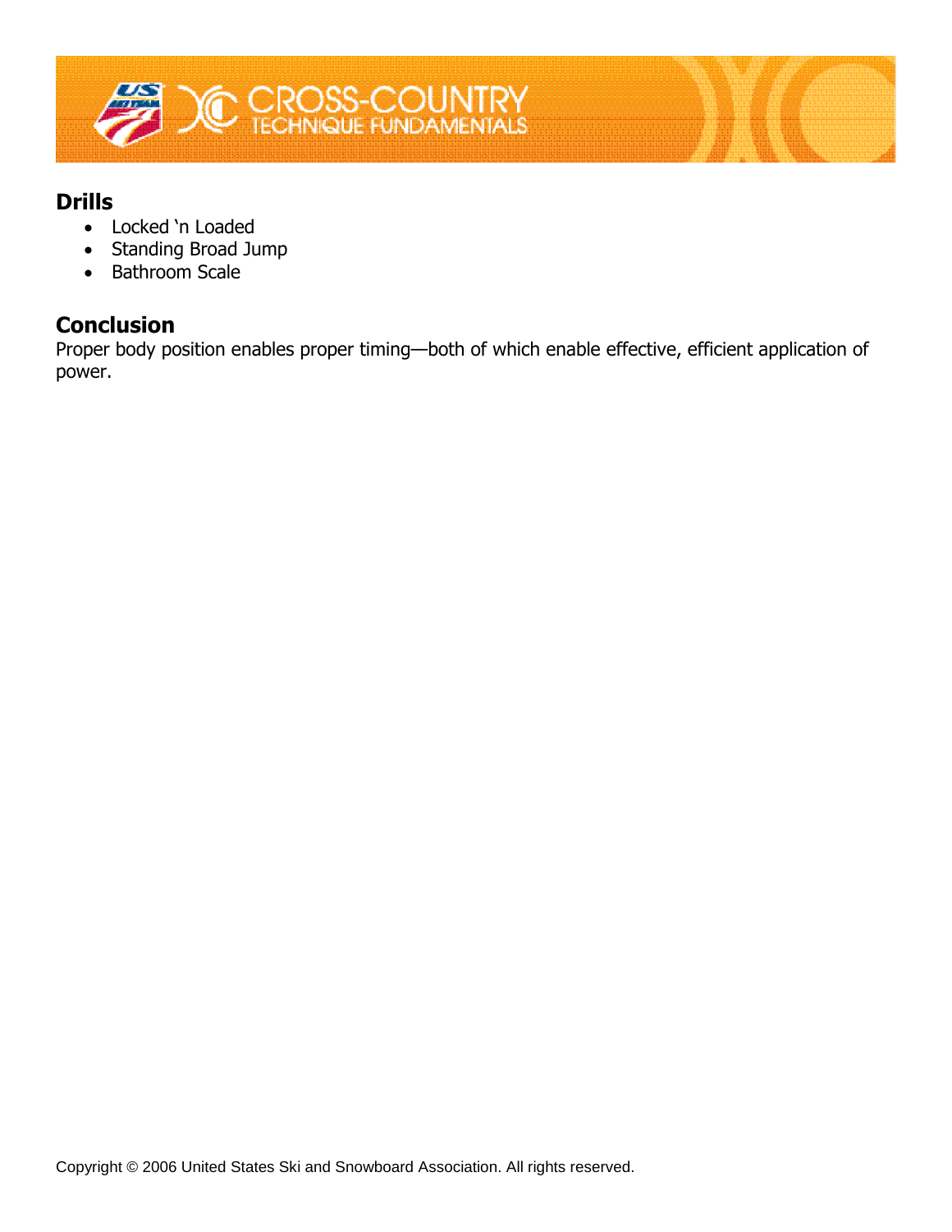## Drills

- Locked ‘n Loaded
- Standing Broad Jump
- Bathroom Scale

## Conclusion

Proper body position enables proper timing—both of which enable effective, efficient application of power.